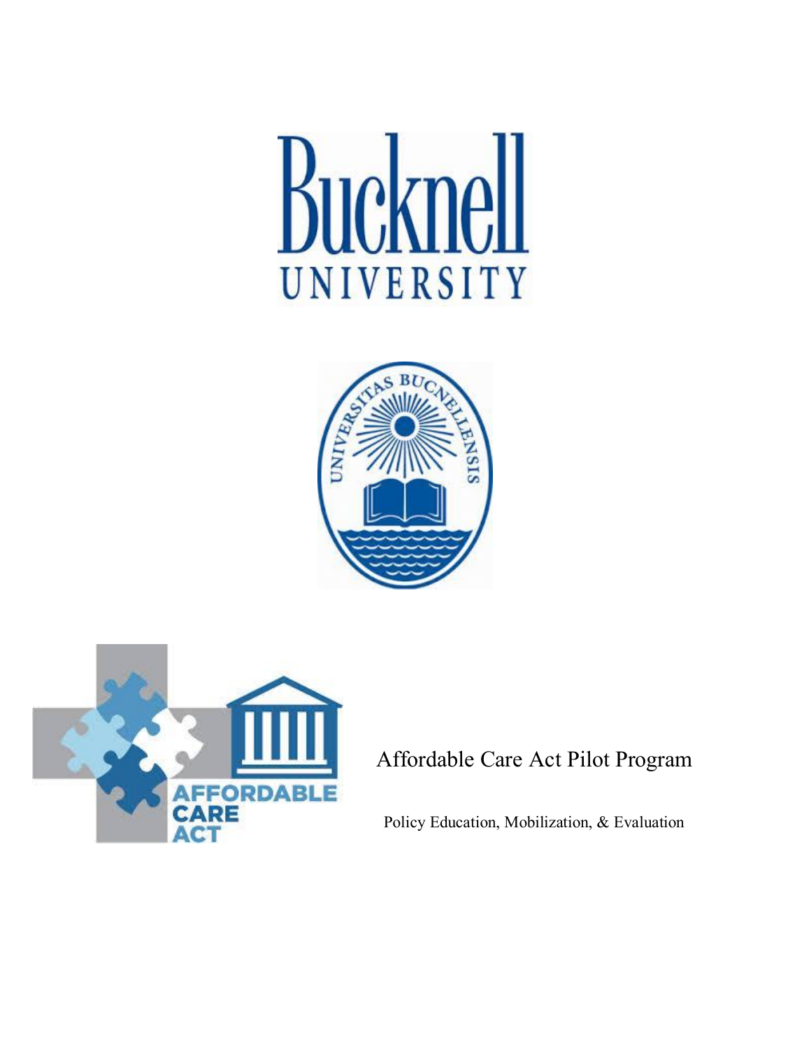Bucknell UNIVERSITY

UNIVERSITAS BUCNELLENSIS

AFFORDABLE CARE ACT

# Affordable Care Act Pilot Program

Policy Education, Mobilization, & Evaluation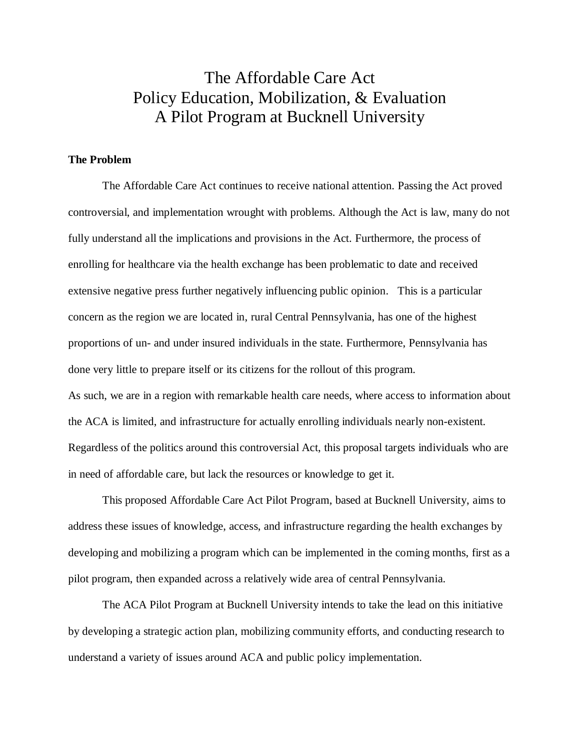# The Affordable Care Act
# Policy Education, Mobilization, & Evaluation
# A Pilot Program at Bucknell University

**The Problem**

The Affordable Care Act continues to receive national attention. Passing the Act proved controversial, and implementation wrought with problems. Although the Act is law, many do not fully understand all the implications and provisions in the Act. Furthermore, the process of enrolling for healthcare via the health exchange has been problematic to date and received extensive negative press further negatively influencing public opinion. This is a particular concern as the region we are located in, rural Central Pennsylvania, has one of the highest proportions of un- and under insured individuals in the state. Furthermore, Pennsylvania has done very little to prepare itself or its citizens for the rollout of this program.

As such, we are in a region with remarkable health care needs, where access to information about the ACA is limited, and infrastructure for actually enrolling individuals nearly non-existent. Regardless of the politics around this controversial Act, this proposal targets individuals who are in need of affordable care, but lack the resources or knowledge to get it.

This proposed Affordable Care Act Pilot Program, based at Bucknell University, aims to address these issues of knowledge, access, and infrastructure regarding the health exchanges by developing and mobilizing a program which can be implemented in the coming months, first as a pilot program, then expanded across a relatively wide area of central Pennsylvania.

The ACA Pilot Program at Bucknell University intends to take the lead on this initiative by developing a strategic action plan, mobilizing community efforts, and conducting research to understand a variety of issues around ACA and public policy implementation.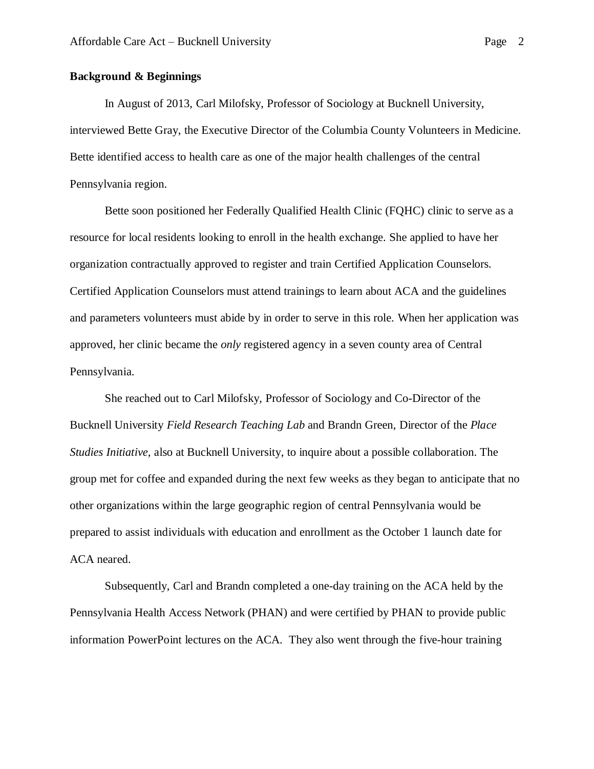**Background & Beginnings**

In August of 2013, Carl Milofsky, Professor of Sociology at Bucknell University, interviewed Bette Gray, the Executive Director of the Columbia County Volunteers in Medicine. Bette identified access to health care as one of the major health challenges of the central Pennsylvania region.

Bette soon positioned her Federally Qualified Health Clinic (FQHC) clinic to serve as a resource for local residents looking to enroll in the health exchange. She applied to have her organization contractually approved to register and train Certified Application Counselors. Certified Application Counselors must attend trainings to learn about ACA and the guidelines and parameters volunteers must abide by in order to serve in this role. When her application was approved, her clinic became the *only* registered agency in a seven county area of Central Pennsylvania.

She reached out to Carl Milofsky, Professor of Sociology and Co-Director of the Bucknell University *Field Research Teaching Lab* and Brandn Green, Director of the *Place Studies Initiative*, also at Bucknell University, to inquire about a possible collaboration. The group met for coffee and expanded during the next few weeks as they began to anticipate that no other organizations within the large geographic region of central Pennsylvania would be prepared to assist individuals with education and enrollment as the October 1 launch date for ACA neared.

Subsequently, Carl and Brandn completed a one-day training on the ACA held by the Pennsylvania Health Access Network (PHAN) and were certified by PHAN to provide public information PowerPoint lectures on the ACA. They also went through the five-hour training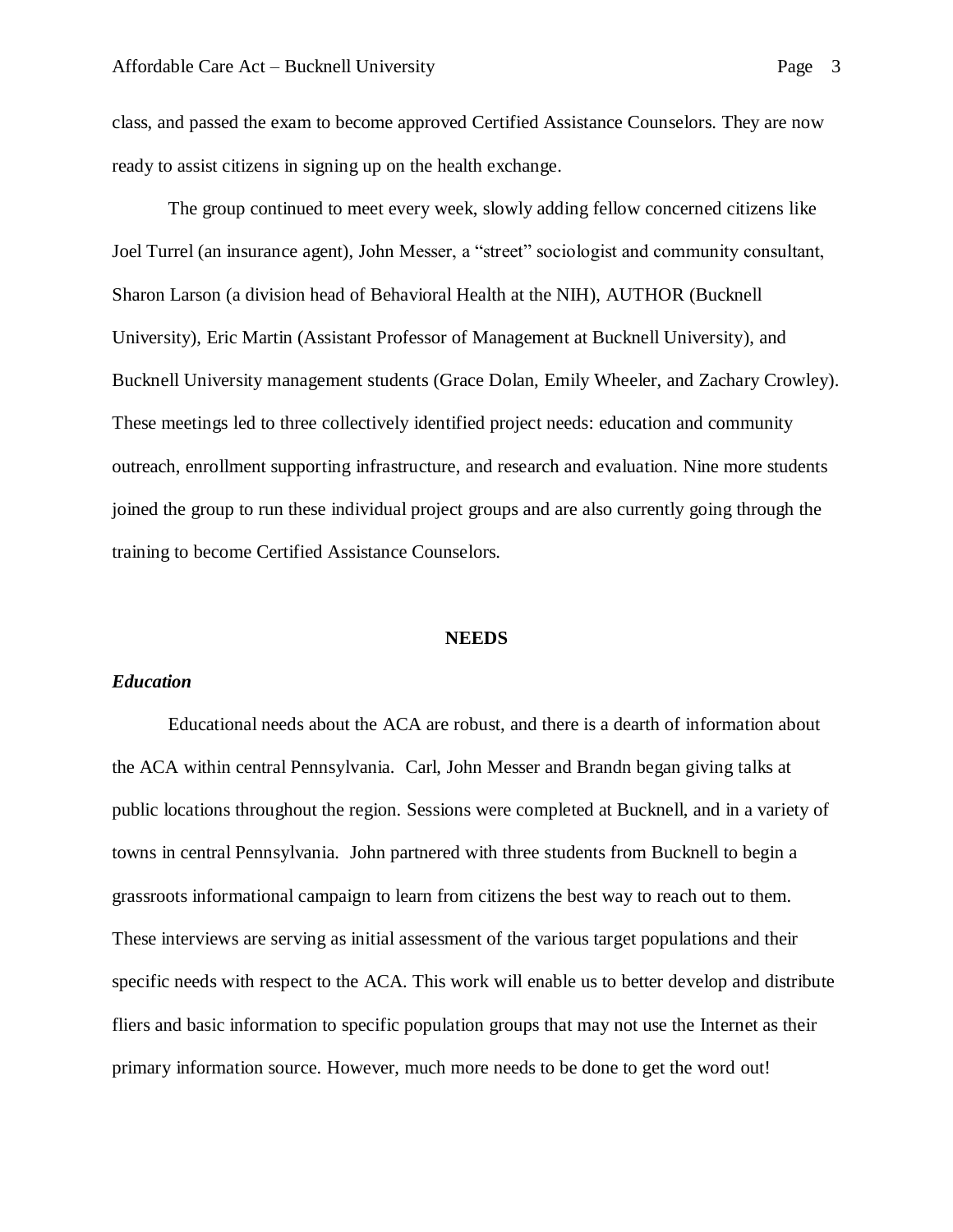class, and passed the exam to become approved Certified Assistance Counselors. They are now ready to assist citizens in signing up on the health exchange.

The group continued to meet every week, slowly adding fellow concerned citizens like Joel Turrel (an insurance agent), John Messer, a "street" sociologist and community consultant, Sharon Larson (a division head of Behavioral Health at the NIH), AUTHOR (Bucknell University), Eric Martin (Assistant Professor of Management at Bucknell University), and Bucknell University management students (Grace Dolan, Emily Wheeler, and Zachary Crowley). These meetings led to three collectively identified project needs: education and community outreach, enrollment supporting infrastructure, and research and evaluation. Nine more students joined the group to run these individual project groups and are also currently going through the training to become Certified Assistance Counselors.

## NEEDS

### *Education*

Educational needs about the ACA are robust, and there is a dearth of information about the ACA within central Pennsylvania. Carl, John Messer and Brandn began giving talks at public locations throughout the region. Sessions were completed at Bucknell, and in a variety of towns in central Pennsylvania. John partnered with three students from Bucknell to begin a grassroots informational campaign to learn from citizens the best way to reach out to them. These interviews are serving as initial assessment of the various target populations and their specific needs with respect to the ACA. This work will enable us to better develop and distribute fliers and basic information to specific population groups that may not use the Internet as their primary information source. However, much more needs to be done to get the word out!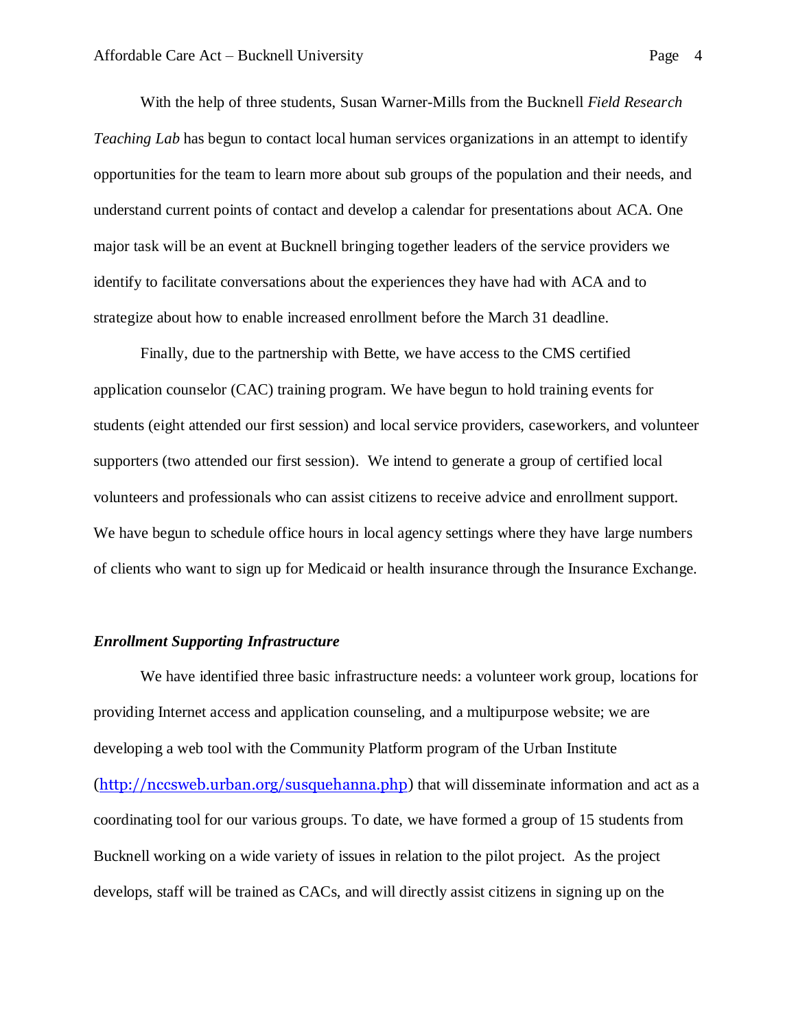With the help of three students, Susan Warner-Mills from the Bucknell *Field Research Teaching Lab* has begun to contact local human services organizations in an attempt to identify opportunities for the team to learn more about sub groups of the population and their needs, and understand current points of contact and develop a calendar for presentations about ACA. One major task will be an event at Bucknell bringing together leaders of the service providers we identify to facilitate conversations about the experiences they have had with ACA and to strategize about how to enable increased enrollment before the March 31 deadline.

Finally, due to the partnership with Bette, we have access to the CMS certified application counselor (CAC) training program. We have begun to hold training events for students (eight attended our first session) and local service providers, caseworkers, and volunteer supporters (two attended our first session). We intend to generate a group of certified local volunteers and professionals who can assist citizens to receive advice and enrollment support. We have begun to schedule office hours in local agency settings where they have large numbers of clients who want to sign up for Medicaid or health insurance through the Insurance Exchange.

***Enrollment Supporting Infrastructure***

We have identified three basic infrastructure needs: a volunteer work group, locations for providing Internet access and application counseling, and a multipurpose website; we are developing a web tool with the Community Platform program of the Urban Institute (http://nccsweb.urban.org/susquehanna.php) that will disseminate information and act as a coordinating tool for our various groups. To date, we have formed a group of 15 students from Bucknell working on a wide variety of issues in relation to the pilot project. As the project develops, staff will be trained as CACs, and will directly assist citizens in signing up on the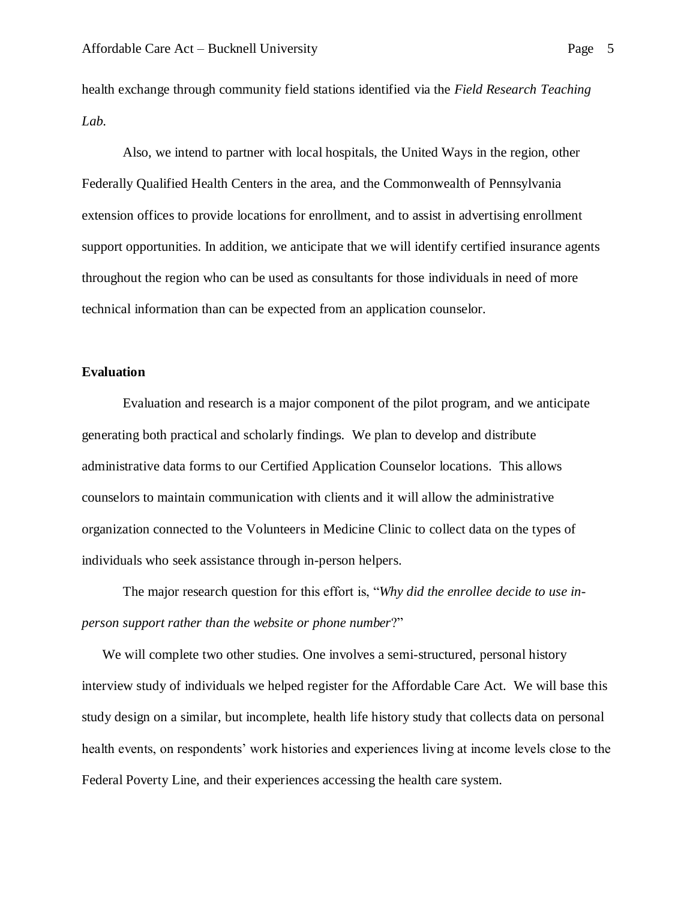health exchange through community field stations identified via the *Field Research Teaching Lab.*

Also, we intend to partner with local hospitals, the United Ways in the region, other Federally Qualified Health Centers in the area, and the Commonwealth of Pennsylvania extension offices to provide locations for enrollment, and to assist in advertising enrollment support opportunities. In addition, we anticipate that we will identify certified insurance agents throughout the region who can be used as consultants for those individuals in need of more technical information than can be expected from an application counselor.

**Evaluation**

Evaluation and research is a major component of the pilot program, and we anticipate generating both practical and scholarly findings. We plan to develop and distribute administrative data forms to our Certified Application Counselor locations. This allows counselors to maintain communication with clients and it will allow the administrative organization connected to the Volunteers in Medicine Clinic to collect data on the types of individuals who seek assistance through in-person helpers.

The major research question for this effort is, "*Why did the enrollee decide to use in-person support rather than the website or phone number*?"

We will complete two other studies. One involves a semi-structured, personal history interview study of individuals we helped register for the Affordable Care Act. We will base this study design on a similar, but incomplete, health life history study that collects data on personal health events, on respondents' work histories and experiences living at income levels close to the Federal Poverty Line, and their experiences accessing the health care system.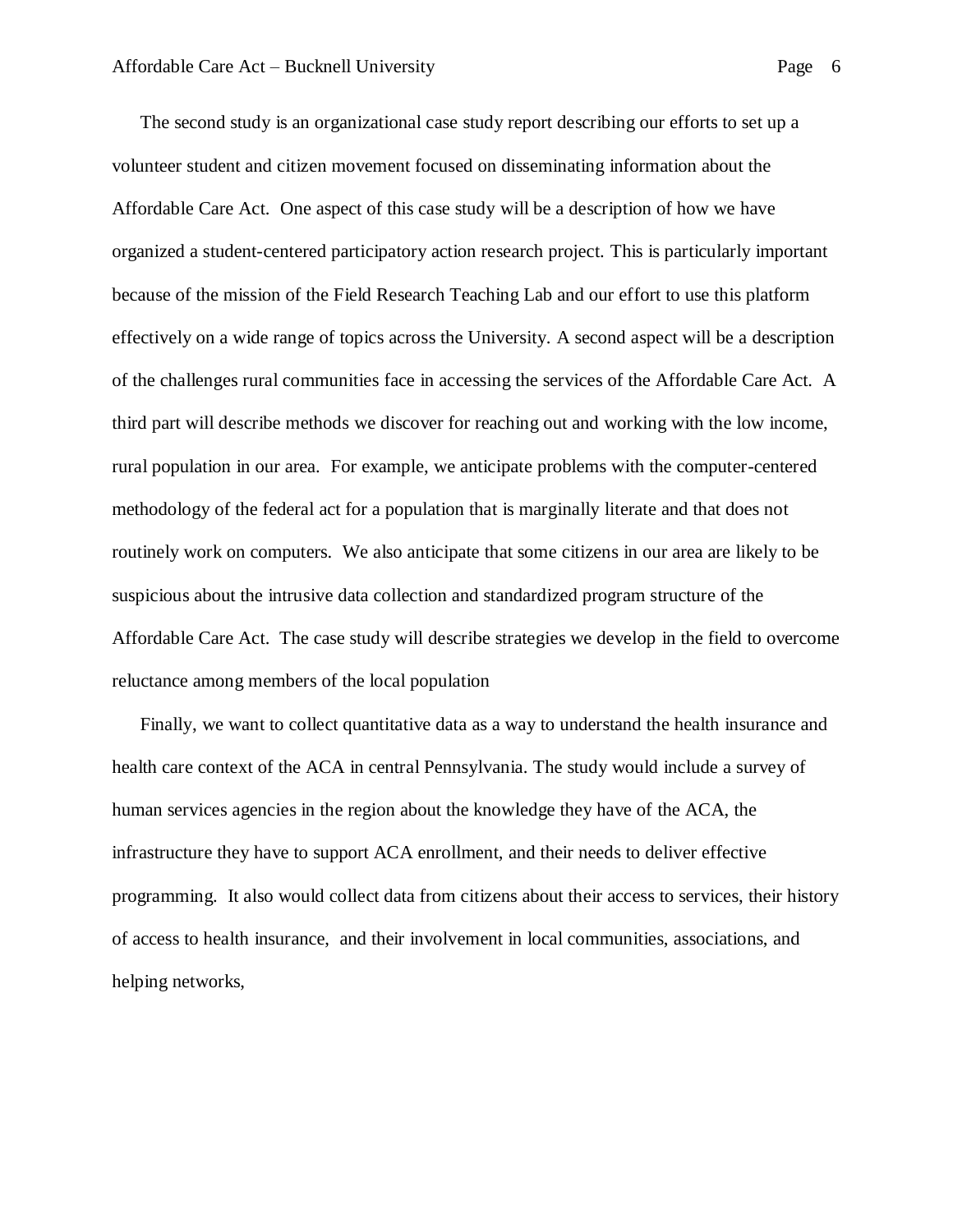The second study is an organizational case study report describing our efforts to set up a volunteer student and citizen movement focused on disseminating information about the Affordable Care Act. One aspect of this case study will be a description of how we have organized a student-centered participatory action research project. This is particularly important because of the mission of the Field Research Teaching Lab and our effort to use this platform effectively on a wide range of topics across the University. A second aspect will be a description of the challenges rural communities face in accessing the services of the Affordable Care Act. A third part will describe methods we discover for reaching out and working with the low income, rural population in our area. For example, we anticipate problems with the computer-centered methodology of the federal act for a population that is marginally literate and that does not routinely work on computers. We also anticipate that some citizens in our area are likely to be suspicious about the intrusive data collection and standardized program structure of the Affordable Care Act. The case study will describe strategies we develop in the field to overcome reluctance among members of the local population

Finally, we want to collect quantitative data as a way to understand the health insurance and health care context of the ACA in central Pennsylvania. The study would include a survey of human services agencies in the region about the knowledge they have of the ACA, the infrastructure they have to support ACA enrollment, and their needs to deliver effective programming. It also would collect data from citizens about their access to services, their history of access to health insurance, and their involvement in local communities, associations, and helping networks,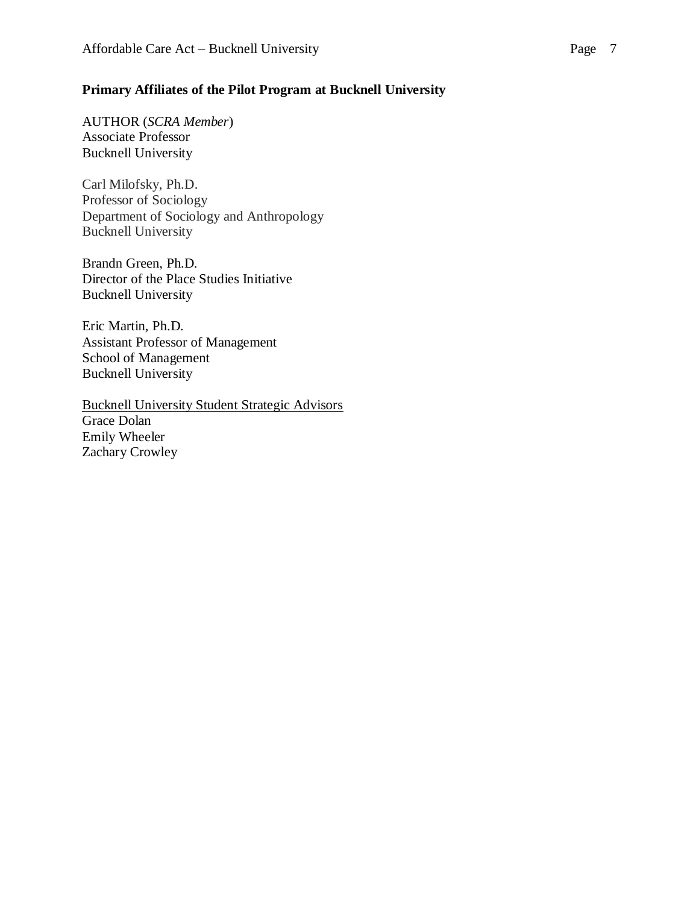**Primary Affiliates of the Pilot Program at Bucknell University**

AUTHOR (*SCRA Member*)
Associate Professor
Bucknell University

Carl Milofsky, Ph.D.
Professor of Sociology
Department of Sociology and Anthropology
Bucknell University

Brandn Green, Ph.D.
Director of the Place Studies Initiative
Bucknell University

Eric Martin, Ph.D.
Assistant Professor of Management
School of Management
Bucknell University

<u>Bucknell University Student Strategic Advisors</u>
Grace Dolan
Emily Wheeler
Zachary Crowley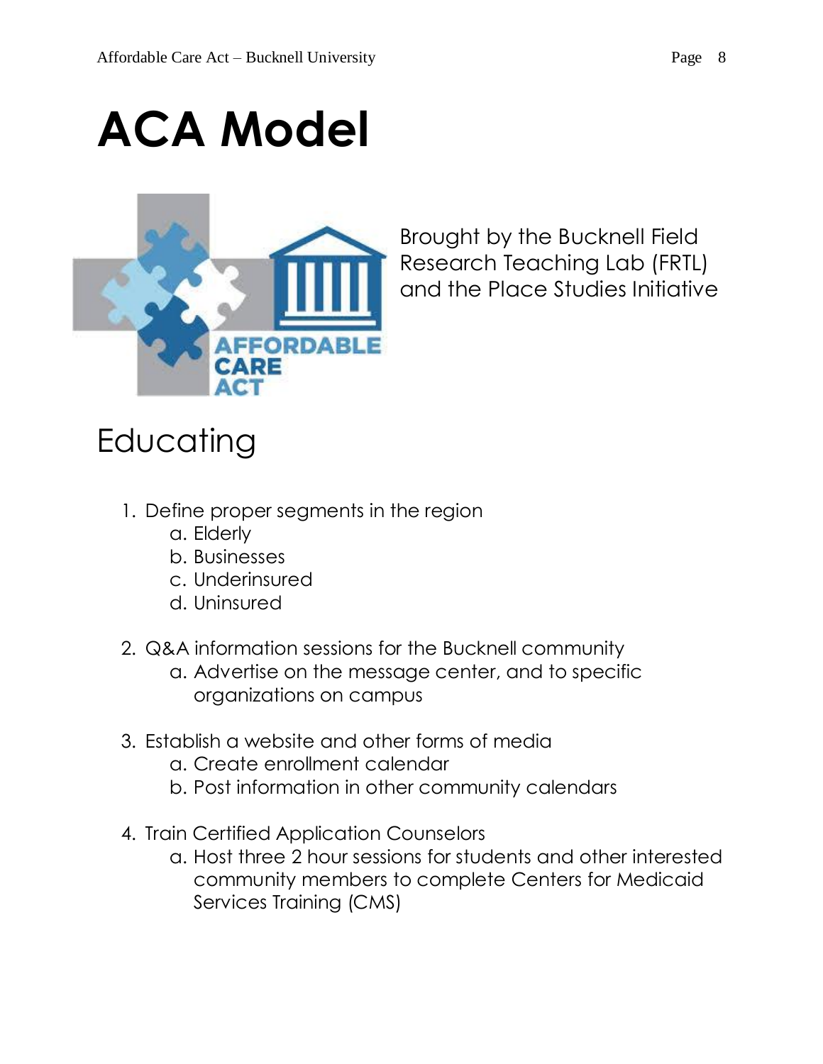# ACA Model

Brought by the Bucknell Field Research Teaching Lab (FRTL) and the Place Studies Initiative

## Educating

1. Define proper segments in the region
   a. Elderly
   b. Businesses
   c. Underinsured
   d. Uninsured

2. Q&A information sessions for the Bucknell community
   a. Advertise on the message center, and to specific organizations on campus

3. Establish a website and other forms of media
   a. Create enrollment calendar
   b. Post information in other community calendars

4. Train Certified Application Counselors
   a. Host three 2 hour sessions for students and other interested community members to complete Centers for Medicaid Services Training (CMS)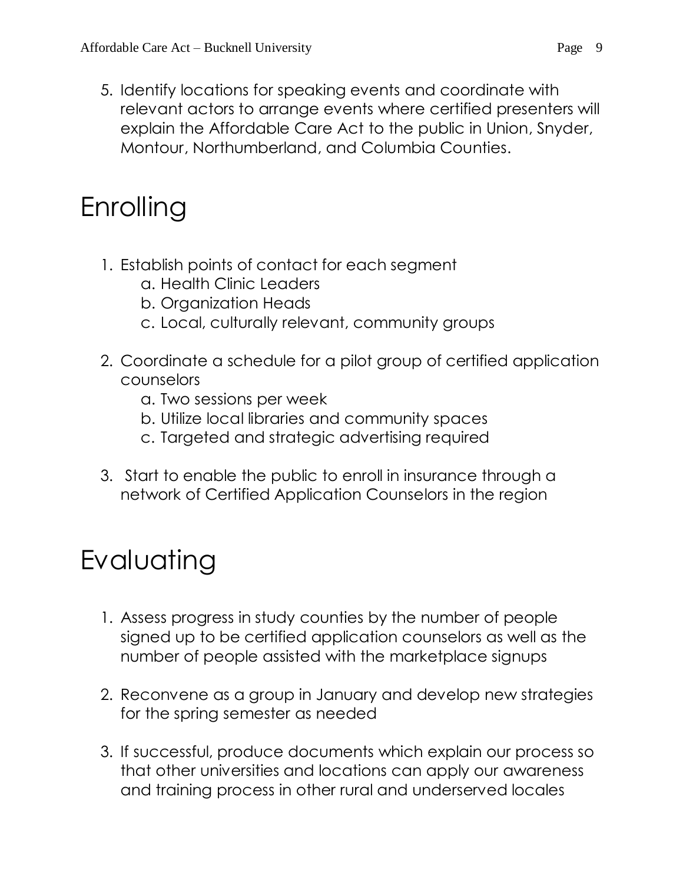5. Identify locations for speaking events and coordinate with relevant actors to arrange events where certified presenters will explain the Affordable Care Act to the public in Union, Snyder, Montour, Northumberland, and Columbia Counties.

# Enrolling

1. Establish points of contact for each segment
   a. Health Clinic Leaders
   b. Organization Heads
   c. Local, culturally relevant, community groups

2. Coordinate a schedule for a pilot group of certified application counselors
   a. Two sessions per week
   b. Utilize local libraries and community spaces
   c. Targeted and strategic advertising required

3. Start to enable the public to enroll in insurance through a network of Certified Application Counselors in the region

# Evaluating

1. Assess progress in study counties by the number of people signed up to be certified application counselors as well as the number of people assisted with the marketplace signups

2. Reconvene as a group in January and develop new strategies for the spring semester as needed

3. If successful, produce documents which explain our process so that other universities and locations can apply our awareness and training process in other rural and underserved locales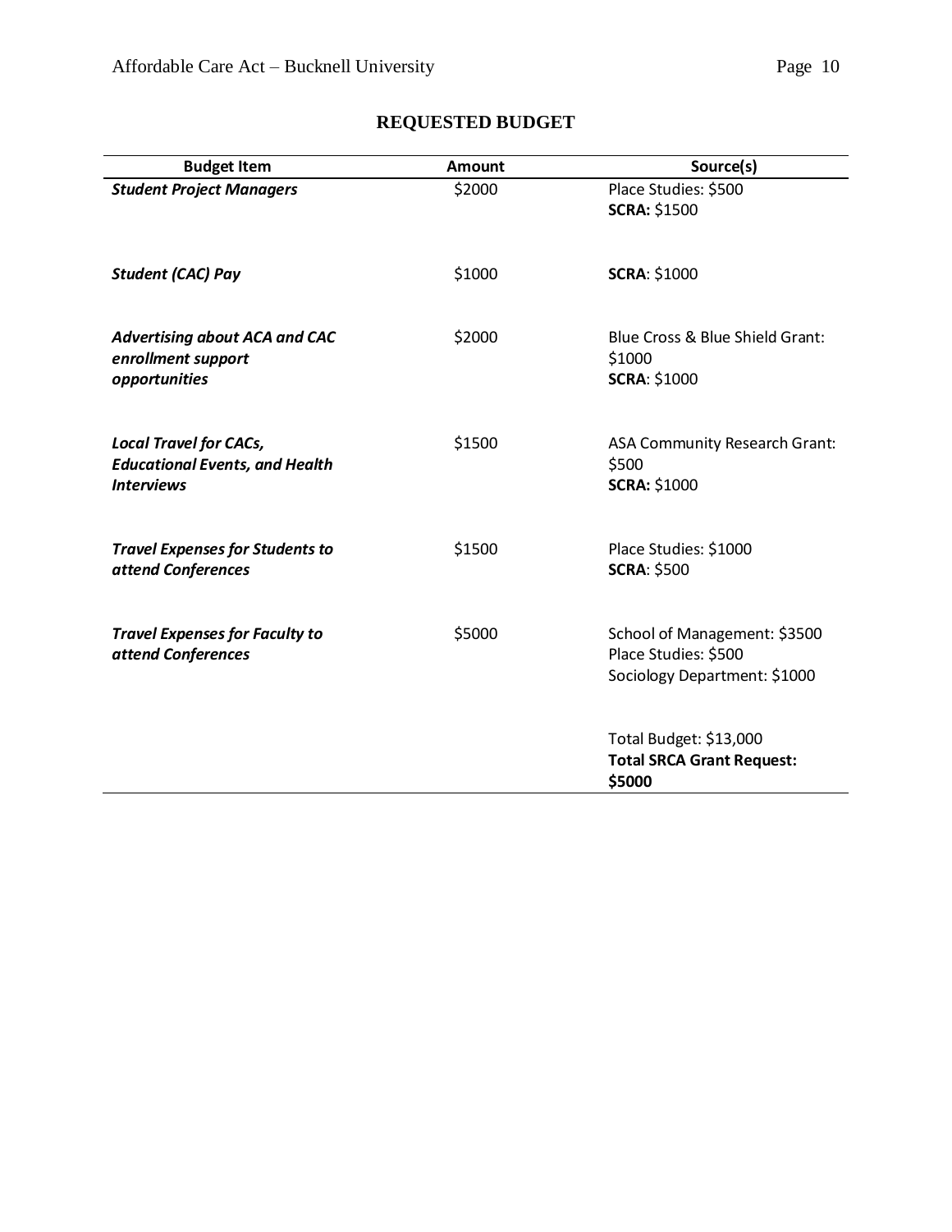## REQUESTED BUDGET

| Budget Item | Amount | Source(s) |
|---|---|---|
| ***Student Project Managers*** | \$2000 | Place Studies: \$500<br>**SCRA:** \$1500 |
| ***Student (CAC) Pay*** | \$1000 | **SCRA**: \$1000 |
| ***Advertising about ACA and CAC enrollment support opportunities*** | \$2000 | Blue Cross & Blue Shield Grant: \$1000<br>**SCRA**: \$1000 |
| ***Local Travel for CACs, Educational Events, and Health Interviews*** | \$1500 | ASA Community Research Grant: \$500<br>**SCRA:** \$1000 |
| ***Travel Expenses for Students to attend Conferences*** | \$1500 | Place Studies: \$1000<br>**SCRA**: \$500 |
| ***Travel Expenses for Faculty to attend Conferences*** | \$5000 | School of Management: \$3500<br>Place Studies: \$500<br>Sociology Department: \$1000 |
| | | Total Budget: \$13,000<br>**Total SRCA Grant Request: \$5000** |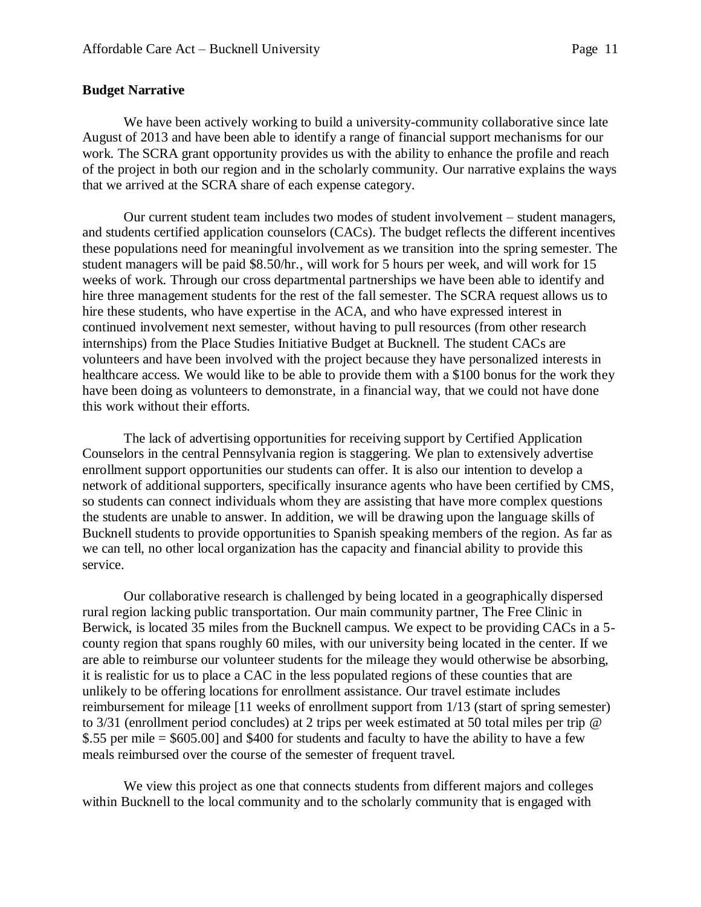**Budget Narrative**

We have been actively working to build a university-community collaborative since late August of 2013 and have been able to identify a range of financial support mechanisms for our work. The SCRA grant opportunity provides us with the ability to enhance the profile and reach of the project in both our region and in the scholarly community. Our narrative explains the ways that we arrived at the SCRA share of each expense category.

Our current student team includes two modes of student involvement – student managers, and students certified application counselors (CACs). The budget reflects the different incentives these populations need for meaningful involvement as we transition into the spring semester. The student managers will be paid $8.50/hr., will work for 5 hours per week, and will work for 15 weeks of work. Through our cross departmental partnerships we have been able to identify and hire three management students for the rest of the fall semester. The SCRA request allows us to hire these students, who have expertise in the ACA, and who have expressed interest in continued involvement next semester, without having to pull resources (from other research internships) from the Place Studies Initiative Budget at Bucknell. The student CACs are volunteers and have been involved with the project because they have personalized interests in healthcare access. We would like to be able to provide them with a $100 bonus for the work they have been doing as volunteers to demonstrate, in a financial way, that we could not have done this work without their efforts.

The lack of advertising opportunities for receiving support by Certified Application Counselors in the central Pennsylvania region is staggering. We plan to extensively advertise enrollment support opportunities our students can offer. It is also our intention to develop a network of additional supporters, specifically insurance agents who have been certified by CMS, so students can connect individuals whom they are assisting that have more complex questions the students are unable to answer. In addition, we will be drawing upon the language skills of Bucknell students to provide opportunities to Spanish speaking members of the region. As far as we can tell, no other local organization has the capacity and financial ability to provide this service.

Our collaborative research is challenged by being located in a geographically dispersed rural region lacking public transportation. Our main community partner, The Free Clinic in Berwick, is located 35 miles from the Bucknell campus. We expect to be providing CACs in a 5-county region that spans roughly 60 miles, with our university being located in the center. If we are able to reimburse our volunteer students for the mileage they would otherwise be absorbing, it is realistic for us to place a CAC in the less populated regions of these counties that are unlikely to be offering locations for enrollment assistance. Our travel estimate includes reimbursement for mileage [11 weeks of enrollment support from 1/13 (start of spring semester) to 3/31 (enrollment period concludes) at 2 trips per week estimated at 50 total miles per trip @ $.55 per mile = $605.00] and $400 for students and faculty to have the ability to have a few meals reimbursed over the course of the semester of frequent travel.

We view this project as one that connects students from different majors and colleges within Bucknell to the local community and to the scholarly community that is engaged with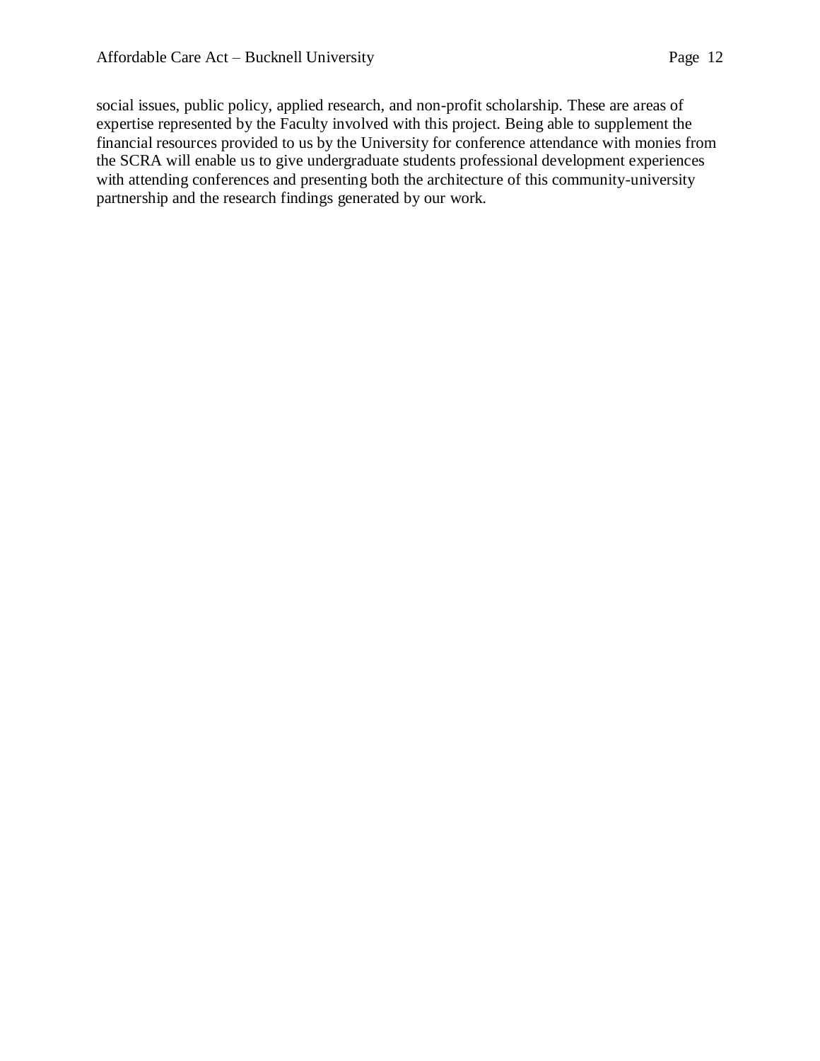social issues, public policy, applied research, and non-profit scholarship. These are areas of expertise represented by the Faculty involved with this project. Being able to supplement the financial resources provided to us by the University for conference attendance with monies from the SCRA will enable us to give undergraduate students professional development experiences with attending conferences and presenting both the architecture of this community-university partnership and the research findings generated by our work.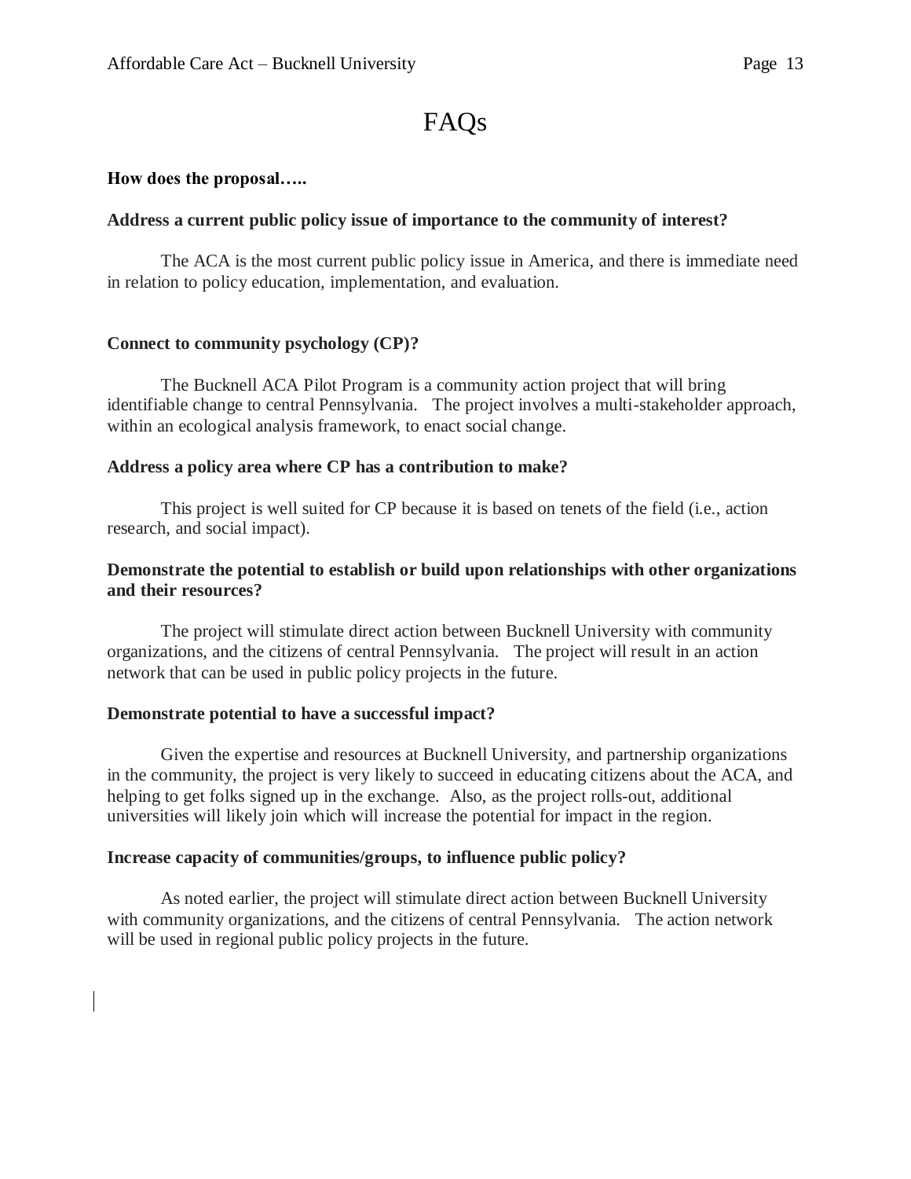# FAQs

**How does the proposal…..**

**Address a current public policy issue of importance to the community of interest?**

The ACA is the most current public policy issue in America, and there is immediate need in relation to policy education, implementation, and evaluation.

**Connect to community psychology (CP)?**

The Bucknell ACA Pilot Program is a community action project that will bring identifiable change to central Pennsylvania. The project involves a multi-stakeholder approach, within an ecological analysis framework, to enact social change.

**Address a policy area where CP has a contribution to make?**

This project is well suited for CP because it is based on tenets of the field (i.e., action research, and social impact).

**Demonstrate the potential to establish or build upon relationships with other organizations and their resources?**

The project will stimulate direct action between Bucknell University with community organizations, and the citizens of central Pennsylvania. The project will result in an action network that can be used in public policy projects in the future.

**Demonstrate potential to have a successful impact?**

Given the expertise and resources at Bucknell University, and partnership organizations in the community, the project is very likely to succeed in educating citizens about the ACA, and helping to get folks signed up in the exchange. Also, as the project rolls-out, additional universities will likely join which will increase the potential for impact in the region.

**Increase capacity of communities/groups, to influence public policy?**

As noted earlier, the project will stimulate direct action between Bucknell University with community organizations, and the citizens of central Pennsylvania. The action network will be used in regional public policy projects in the future.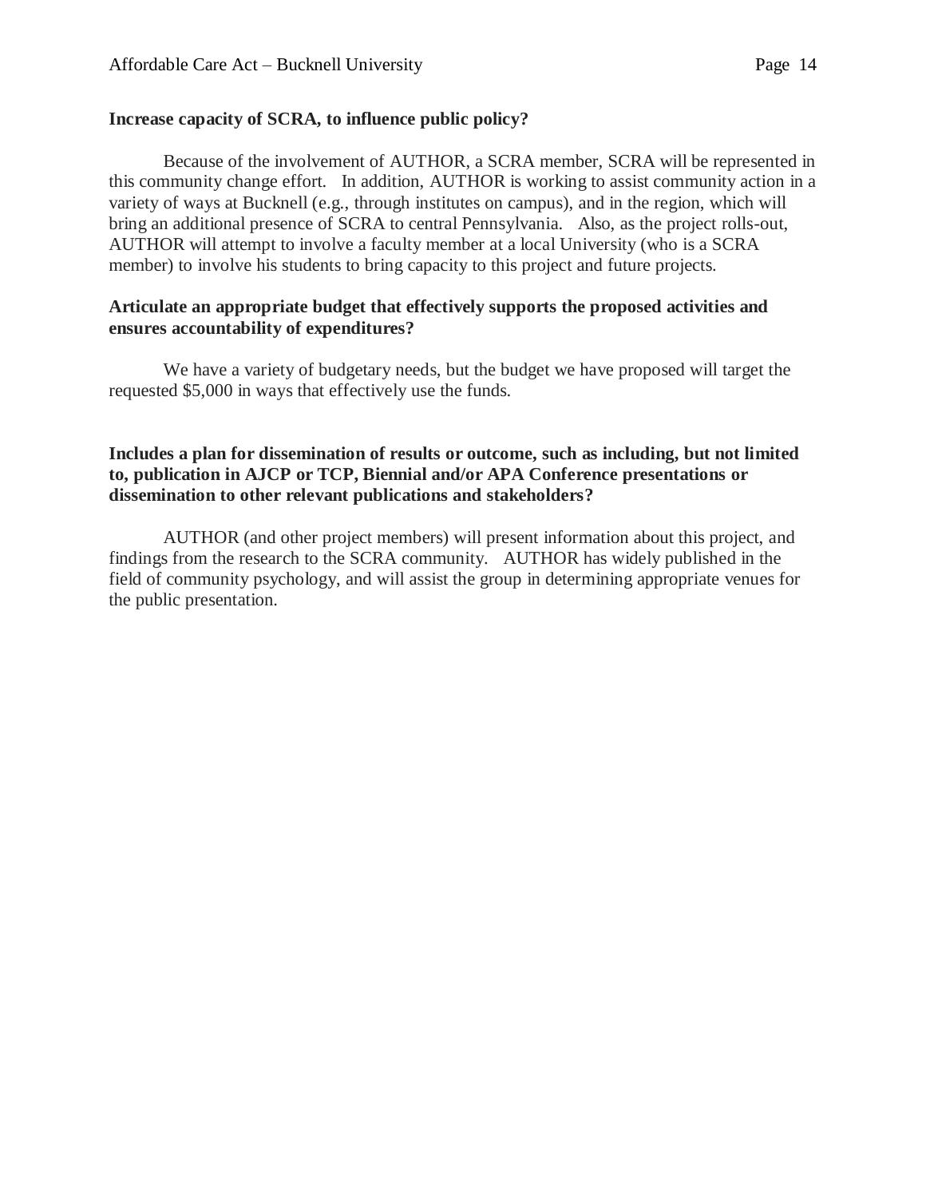**Increase capacity of SCRA, to influence public policy?**

Because of the involvement of AUTHOR, a SCRA member, SCRA will be represented in this community change effort. In addition, AUTHOR is working to assist community action in a variety of ways at Bucknell (e.g., through institutes on campus), and in the region, which will bring an additional presence of SCRA to central Pennsylvania. Also, as the project rolls-out, AUTHOR will attempt to involve a faculty member at a local University (who is a SCRA member) to involve his students to bring capacity to this project and future projects.

**Articulate an appropriate budget that effectively supports the proposed activities and ensures accountability of expenditures?**

We have a variety of budgetary needs, but the budget we have proposed will target the requested $5,000 in ways that effectively use the funds.

**Includes a plan for dissemination of results or outcome, such as including, but not limited to, publication in AJCP or TCP, Biennial and/or APA Conference presentations or dissemination to other relevant publications and stakeholders?**

AUTHOR (and other project members) will present information about this project, and findings from the research to the SCRA community. AUTHOR has widely published in the field of community psychology, and will assist the group in determining appropriate venues for the public presentation.